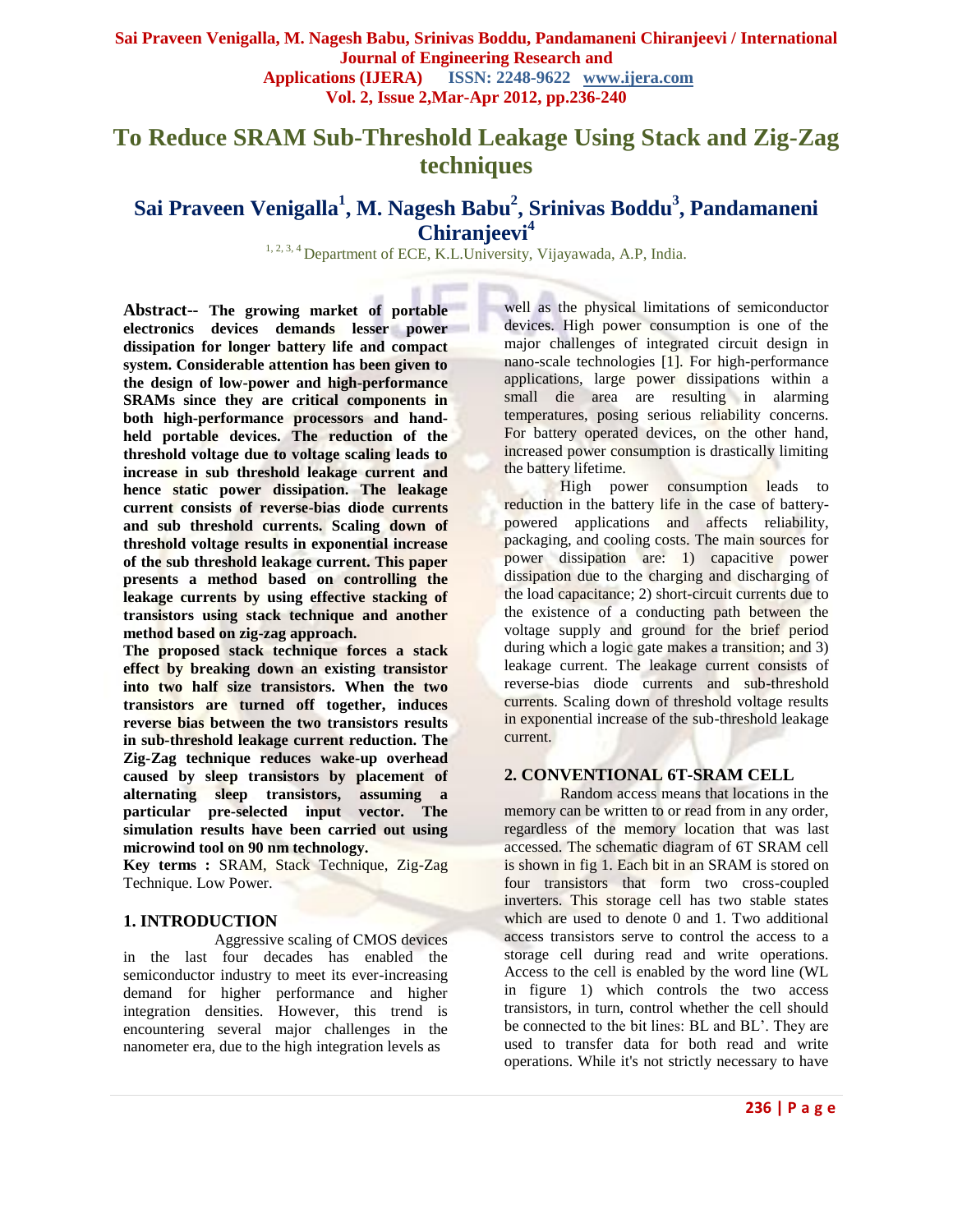# To Reduce SRAM Sub-Threshold Leakage Using Stack and Zig-Zag techniques

## Sai Praveen Venigalla[1], M. Nagesh Babu[2], Srinivas Boddu[3], Pandamaneni Chiranjeevi[4]

[1, 2, 3, 4] Department of ECE, K.L.University, Vijayawada, A.P, India.

**Abstract-- The growing market of portable electronics devices demands lesser power dissipation for longer battery life and compact system. Considerable attention has been given to the design of low-power and high-performance SRAMs since they are critical components in both high-performance processors and hand-held portable devices. The reduction of the threshold voltage due to voltage scaling leads to increase in sub threshold leakage current and hence static power dissipation. The leakage current consists of reverse-bias diode currents and sub threshold currents. Scaling down of threshold voltage results in exponential increase of the sub threshold leakage current. This paper presents a method based on controlling the leakage currents by using effective stacking of transistors using stack technique and another method based on zig-zag approach.**

**The proposed stack technique forces a stack effect by breaking down an existing transistor into two half size transistors. When the two transistors are turned off together, induces reverse bias between the two transistors results in sub-threshold leakage current reduction. The Zig-Zag technique reduces wake-up overhead caused by sleep transistors by placement of alternating sleep transistors, assuming a particular pre-selected input vector. The simulation results have been carried out using microwind tool on 90 nm technology.**

**Key terms :** SRAM, Stack Technique, Zig-Zag Technique. Low Power.

## 1. INTRODUCTION

Aggressive scaling of CMOS devices in the last four decades has enabled the semiconductor industry to meet its ever-increasing demand for higher performance and higher integration densities. However, this trend is encountering several major challenges in the nanometer era, due to the high integration levels as well as the physical limitations of semiconductor devices. High power consumption is one of the major challenges of integrated circuit design in nano-scale technologies [1]. For high-performance applications, large power dissipations within a small die area are resulting in alarming temperatures, posing serious reliability concerns. For battery operated devices, on the other hand, increased power consumption is drastically limiting the battery lifetime.

High power consumption leads to reduction in the battery life in the case of battery-powered applications and affects reliability, packaging, and cooling costs. The main sources for power dissipation are: 1) capacitive power dissipation due to the charging and discharging of the load capacitance; 2) short-circuit currents due to the existence of a conducting path between the voltage supply and ground for the brief period during which a logic gate makes a transition; and 3) leakage current. The leakage current consists of reverse-bias diode currents and sub-threshold currents. Scaling down of threshold voltage results in exponential increase of the sub-threshold leakage current.

## 2. CONVENTIONAL 6T-SRAM CELL

Random access means that locations in the memory can be written to or read from in any order, regardless of the memory location that was last accessed. The schematic diagram of 6T SRAM cell is shown in fig 1. Each bit in an SRAM is stored on four transistors that form two cross-coupled inverters. This storage cell has two stable states which are used to denote 0 and 1. Two additional access transistors serve to control the access to a storage cell during read and write operations. Access to the cell is enabled by the word line (WL in figure 1) which controls the two access transistors, in turn, control whether the cell should be connected to the bit lines: BL and BL'. They are used to transfer data for both read and write operations. While it's not strictly necessary to have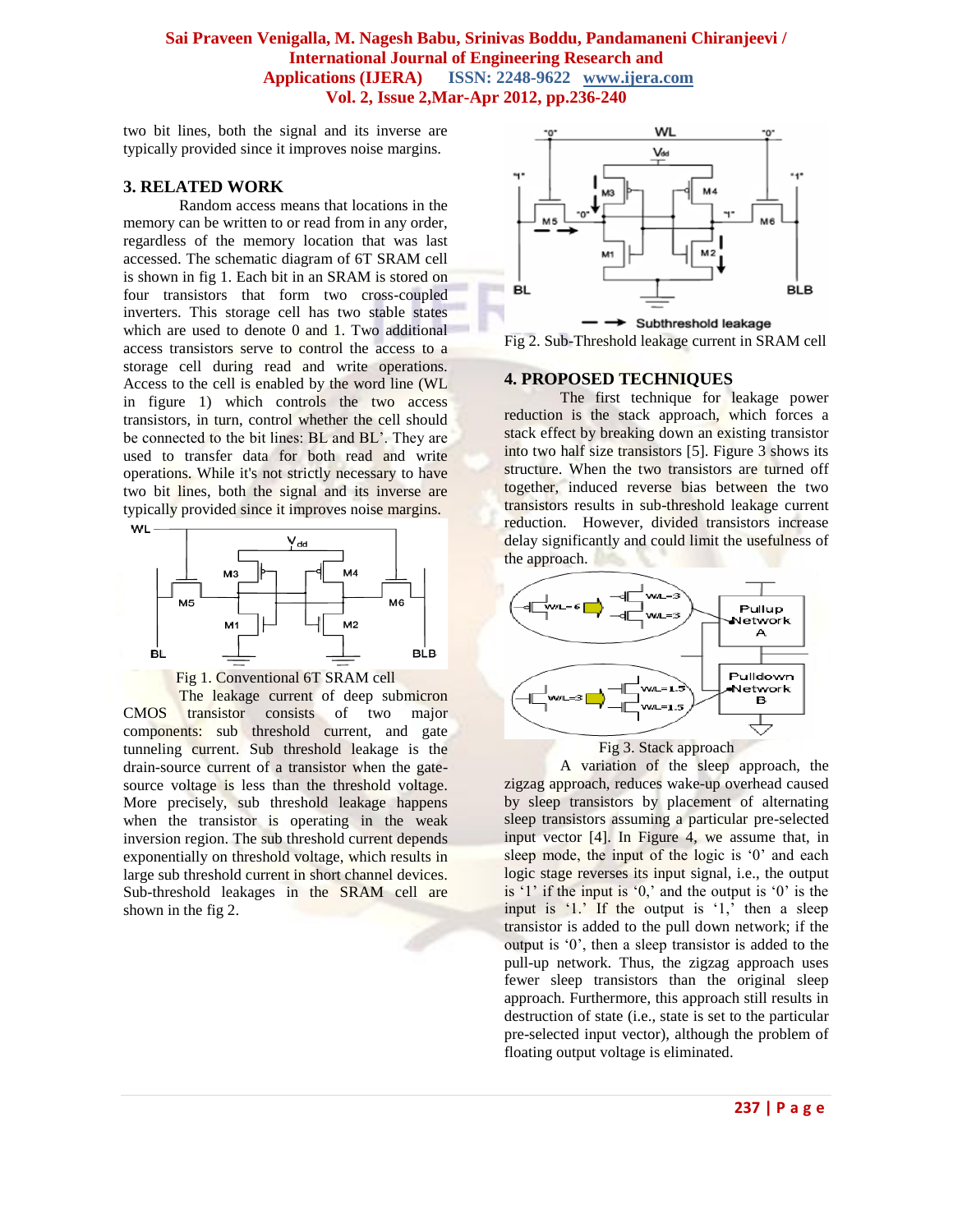two bit lines, both the signal and its inverse are typically provided since it improves noise margins.

## 3. RELATED WORK

Random access means that locations in the memory can be written to or read from in any order, regardless of the memory location that was last accessed. The schematic diagram of 6T SRAM cell is shown in fig 1. Each bit in an SRAM is stored on four transistors that form two cross-coupled inverters. This storage cell has two stable states which are used to denote 0 and 1. Two additional access transistors serve to control the access to a storage cell during read and write operations. Access to the cell is enabled by the word line (WL in figure 1) which controls the two access transistors, in turn, control whether the cell should be connected to the bit lines: BL and BL'. They are used to transfer data for both read and write operations. While it's not strictly necessary to have two bit lines, both the signal and its inverse are typically provided since it improves noise margins.

Fig 1. Conventional 6T SRAM cell

The leakage current of deep submicron CMOS transistor consists of two major components: sub threshold current, and gate tunneling current. Sub threshold leakage is the drain-source current of a transistor when the gate-source voltage is less than the threshold voltage. More precisely, sub threshold leakage happens when the transistor is operating in the weak inversion region. The sub threshold current depends exponentially on threshold voltage, which results in large sub threshold current in short channel devices. Sub-threshold leakages in the SRAM cell are shown in the fig 2.

Fig 2. Sub-Threshold leakage current in SRAM cell

## 4. PROPOSED TECHNIQUES

The first technique for leakage power reduction is the stack approach, which forces a stack effect by breaking down an existing transistor into two half size transistors [5]. Figure 3 shows its structure. When the two transistors are turned off together, induced reverse bias between the two transistors results in sub-threshold leakage current reduction. However, divided transistors increase delay significantly and could limit the usefulness of the approach.

Fig 3. Stack approach

A variation of the sleep approach, the zigzag approach, reduces wake-up overhead caused by sleep transistors by placement of alternating sleep transistors assuming a particular pre-selected input vector [4]. In Figure 4, we assume that, in sleep mode, the input of the logic is '0' and each logic stage reverses its input signal, i.e., the output is '1' if the input is '0,' and the output is '0' is the input is '1.' If the output is '1,' then a sleep transistor is added to the pull down network; if the output is '0', then a sleep transistor is added to the pull-up network. Thus, the zigzag approach uses fewer sleep transistors than the original sleep approach. Furthermore, this approach still results in destruction of state (i.e., state is set to the particular pre-selected input vector), although the problem of floating output voltage is eliminated.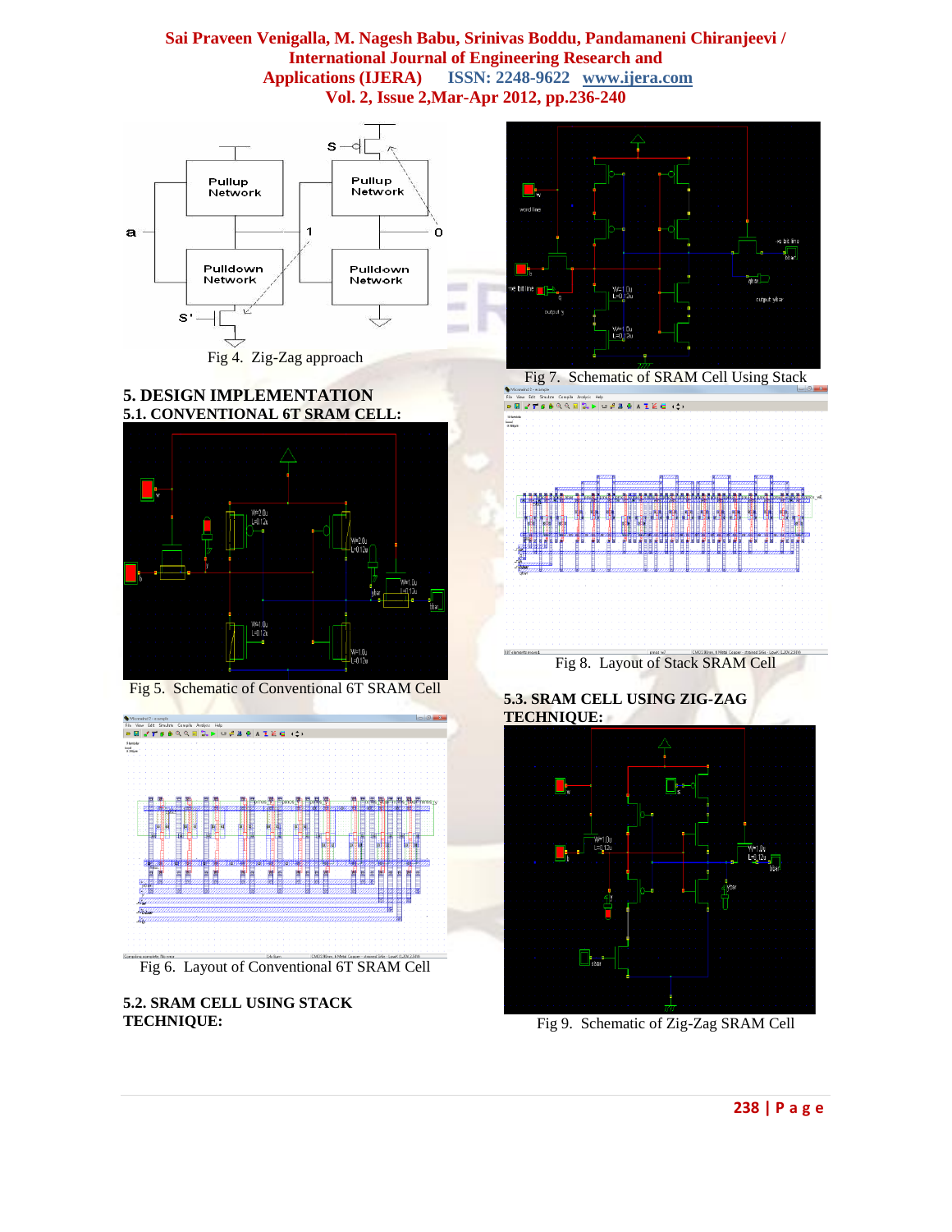Fig 4. Zig-Zag approach

## 5. DESIGN IMPLEMENTATION

### 5.1. CONVENTIONAL 6T SRAM CELL:

Fig 5. Schematic of Conventional 6T SRAM Cell

Fig 6. Layout of Conventional 6T SRAM Cell

### 5.2. SRAM CELL USING STACK TECHNIQUE:

Fig 7. Schematic of SRAM Cell Using Stack

Fig 8. Layout of Stack SRAM Cell

### 5.3. SRAM CELL USING ZIG-ZAG TECHNIQUE:

Fig 9. Schematic of Zig-Zag SRAM Cell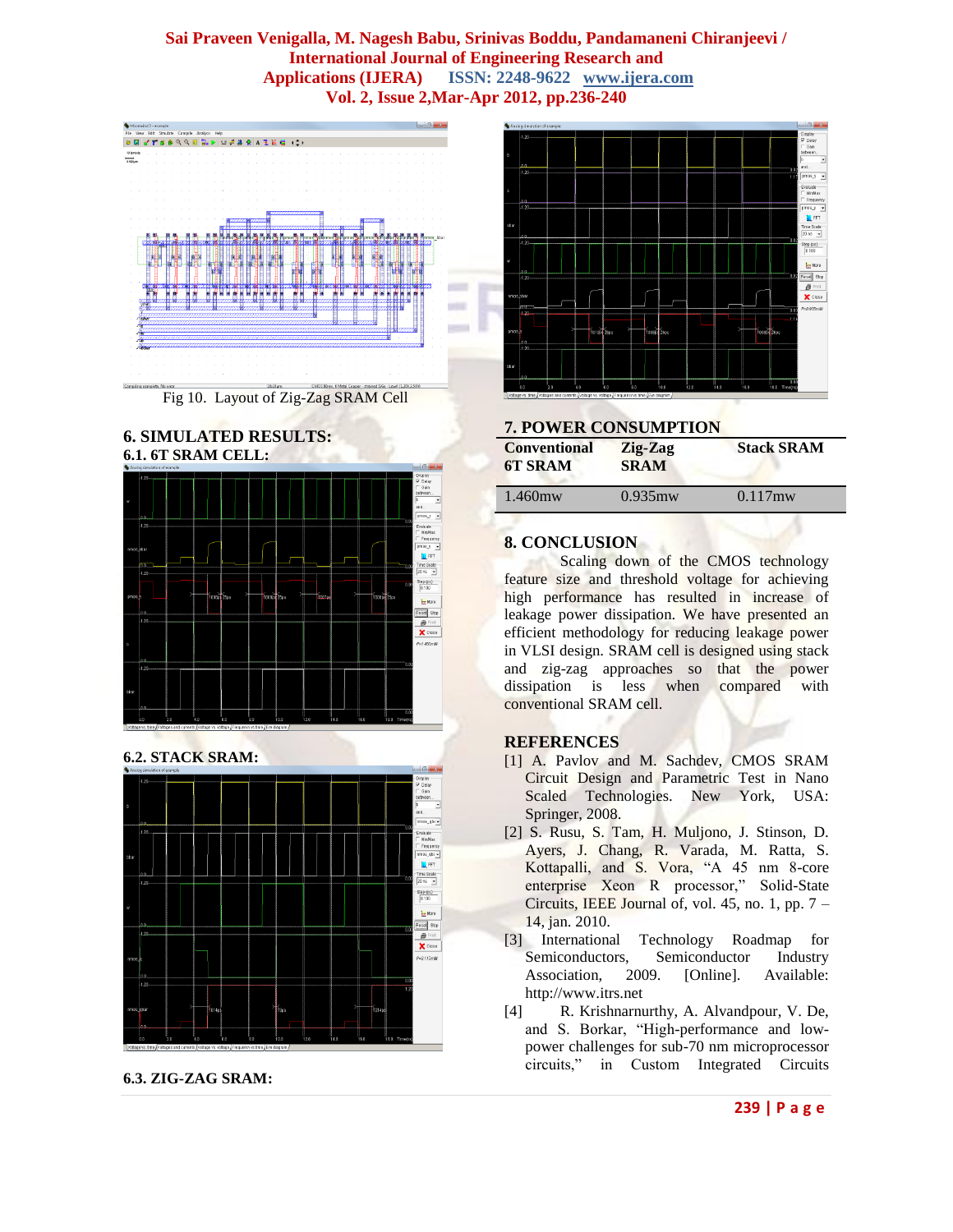Fig 10. Layout of Zig-Zag SRAM Cell

## 6. SIMULATED RESULTS:

### 6.1. 6T SRAM CELL:

### 6.2. STACK SRAM:

### 6.3. ZIG-ZAG SRAM:

## 7. POWER CONSUMPTION

| Conventional 6T SRAM | Zig-Zag SRAM | Stack SRAM |
|---|---|---|
| 1.460mw | 0.935mw | 0.117mw |

## 8. CONCLUSION

Scaling down of the CMOS technology feature size and threshold voltage for achieving high performance has resulted in increase of leakage power dissipation. We have presented an efficient methodology for reducing leakage power in VLSI design. SRAM cell is designed using stack and zig-zag approaches so that the power dissipation is less when compared with conventional SRAM cell.

## REFERENCES

[1] A. Pavlov and M. Sachdev, CMOS SRAM Circuit Design and Parametric Test in Nano Scaled Technologies. New York, USA: Springer, 2008.

[2] S. Rusu, S. Tam, H. Muljono, J. Stinson, D. Ayers, J. Chang, R. Varada, M. Ratta, S. Kottapalli, and S. Vora, "A 45 nm 8-core enterprise Xeon R processor," Solid-State Circuits, IEEE Journal of, vol. 45, no. 1, pp. 7 – 14, jan. 2010.

[3] International Technology Roadmap for Semiconductors, Semiconductor Industry Association, 2009. [Online]. Available: http://www.itrs.net

[4] R. Krishnarnurthy, A. Alvandpour, V. De, and S. Borkar, "High-performance and low-power challenges for sub-70 nm microprocessor circuits," in Custom Integrated Circuits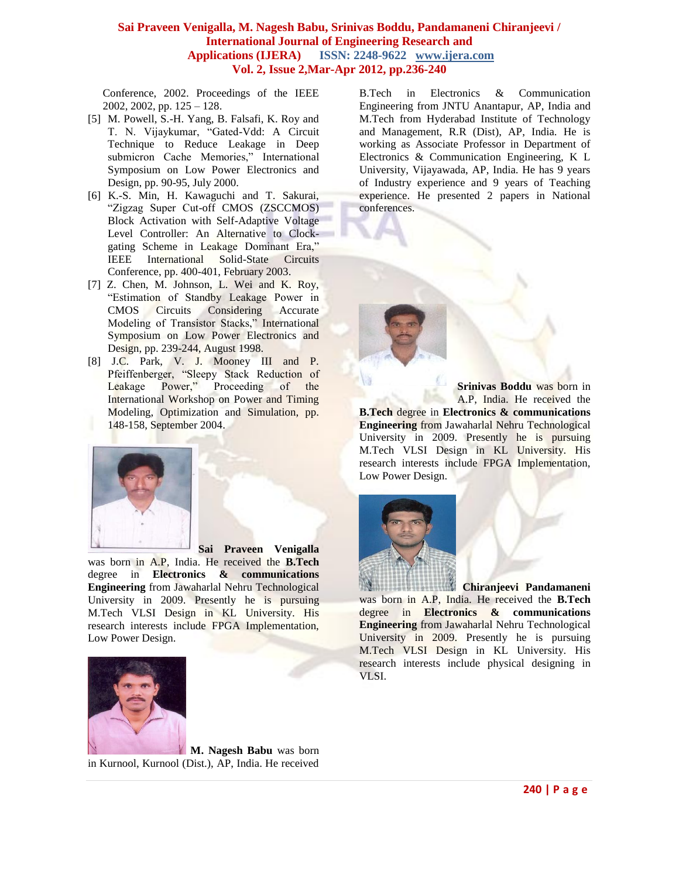Conference, 2002. Proceedings of the IEEE 2002, 2002, pp. 125 – 128.

[5] M. Powell, S.-H. Yang, B. Falsafi, K. Roy and T. N. Vijaykumar, "Gated-Vdd: A Circuit Technique to Reduce Leakage in Deep submicron Cache Memories," International Symposium on Low Power Electronics and Design, pp. 90-95, July 2000.

[6] K.-S. Min, H. Kawaguchi and T. Sakurai, "Zigzag Super Cut-off CMOS (ZSCCMOS) Block Activation with Self-Adaptive Voltage Level Controller: An Alternative to Clock-gating Scheme in Leakage Dominant Era," IEEE International Solid-State Circuits Conference, pp. 400-401, February 2003.

[7] Z. Chen, M. Johnson, L. Wei and K. Roy, "Estimation of Standby Leakage Power in CMOS Circuits Considering Accurate Modeling of Transistor Stacks," International Symposium on Low Power Electronics and Design, pp. 239-244, August 1998.

[8] J.C. Park, V. J. Mooney III and P. Pfeiffenberger, "Sleepy Stack Reduction of Leakage Power," Proceeding of the International Workshop on Power and Timing Modeling, Optimization and Simulation, pp. 148-158, September 2004.

**Sai Praveen Venigalla** was born in A.P, India. He received the **B.Tech** degree in **Electronics & communications Engineering** from Jawaharlal Nehru Technological University in 2009. Presently he is pursuing M.Tech VLSI Design in KL University. His research interests include FPGA Implementation, Low Power Design.

**M. Nagesh Babu** was born in Kurnool, Kurnool (Dist.), AP, India. He received B.Tech in Electronics & Communication Engineering from JNTU Anantapur, AP, India and M.Tech from Hyderabad Institute of Technology and Management, R.R (Dist), AP, India. He is working as Associate Professor in Department of Electronics & Communication Engineering, K L University, Vijayawada, AP, India. He has 9 years of Industry experience and 9 years of Teaching experience. He presented 2 papers in National conferences.

**Srinivas Boddu** was born in A.P, India. He received the **B.Tech** degree in **Electronics & communications Engineering** from Jawaharlal Nehru Technological University in 2009. Presently he is pursuing M.Tech VLSI Design in KL University. His research interests include FPGA Implementation, Low Power Design.

**Chiranjeevi Pandamaneni** was born in A.P, India. He received the **B.Tech** degree in **Electronics & communications Engineering** from Jawaharlal Nehru Technological University in 2009. Presently he is pursuing M.Tech VLSI Design in KL University. His research interests include physical designing in VLSI.